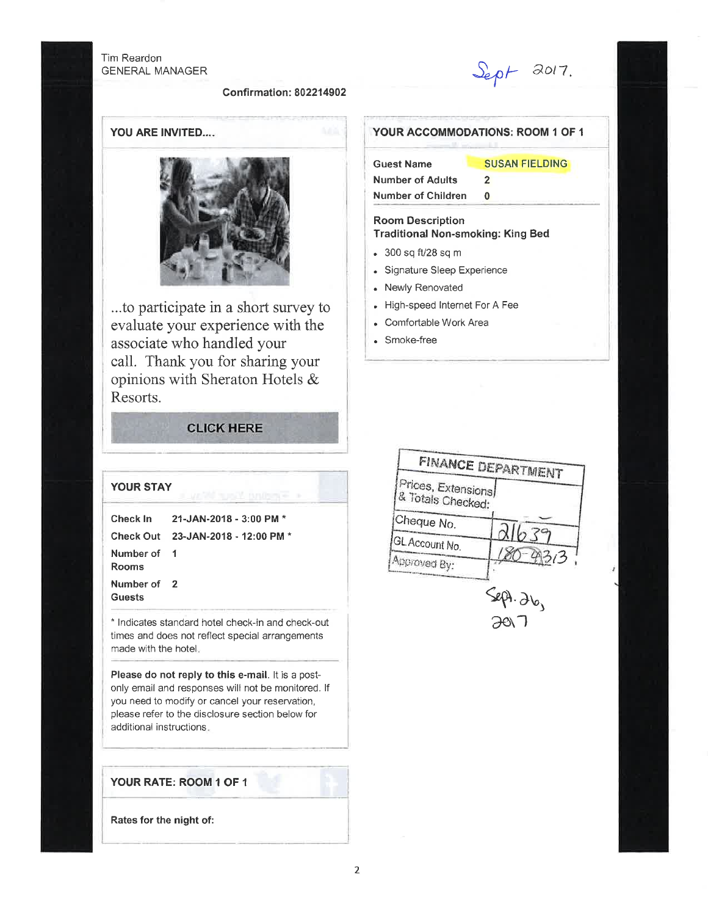Tim Reardon
GENERAL MANAGER

Sept 2017.

**Confirmation: 802214902**

## YOU ARE INVITED....

...to participate in a short survey to evaluate your experience with the associate who handled your call. Thank you for sharing your opinions with Sheraton Hotels & Resorts.

**CLICK HERE**

## YOUR STAY

| | |
|---|---|
| **Check In** | **21-JAN-2018 - 3:00 PM \*** |
| **Check Out** | **23-JAN-2018 - 12:00 PM \*** |
| **Number of Rooms** | **1** |
| **Number of Guests** | **2** |

\* Indicates standard hotel check-in and check-out times and does not reflect special arrangements made with the hotel.

**Please do not reply to this e-mail.** It is a post-only email and responses will not be monitored. If you need to modify or cancel your reservation, please refer to the disclosure section below for additional instructions.

## YOUR RATE: ROOM 1 OF 1

**Rates for the night of:**

## YOUR ACCOMMODATIONS: ROOM 1 OF 1

| | |
|---|---|
| **Guest Name** | **SUSAN FIELDING** |
| **Number of Adults** | **2** |
| **Number of Children** | **0** |

**Room Description**
**Traditional Non-smoking: King Bed**

- 300 sq ft/28 sq m
- Signature Sleep Experience
- Newly Renovated
- High-speed Internet For A Fee
- Comfortable Work Area
- Smoke-free

| FINANCE DEPARTMENT | |
|---|---|
| Prices, Extensions & Totals Checked: | |
| Cheque No. | 21639 |
| GL Account No. | 180-9313 |
| Approved By: | |

Sept. 26, 2017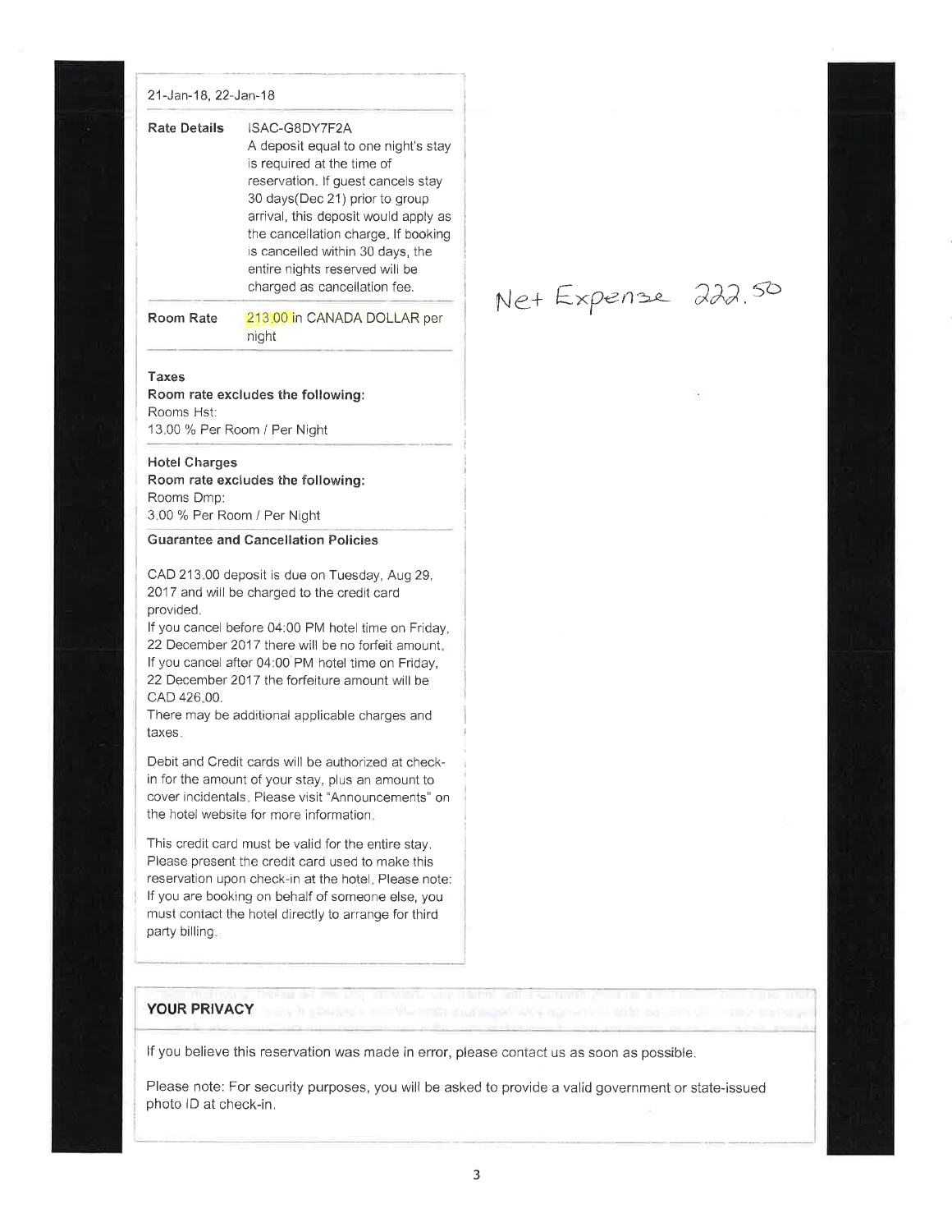21-Jan-18, 22-Jan-18

| | |
|---|---|
| **Rate Details** | ISAC-G8DY7F2A<br>A deposit equal to one night's stay is required at the time of reservation. If guest cancels stay 30 days(Dec 21) prior to group arrival, this deposit would apply as the cancellation charge. If booking is cancelled within 30 days, the entire nights reserved will be charged as cancellation fee. |
| **Room Rate** | 213.00 in CANADA DOLLAR per night |

Net Expense 222.50

**Taxes**
**Room rate excludes the following:**
Rooms Hst:
13.00 % Per Room / Per Night

**Hotel Charges**
**Room rate excludes the following:**
Rooms Dmp:
3.00 % Per Room / Per Night

**Guarantee and Cancellation Policies**

CAD 213.00 deposit is due on Tuesday, Aug 29, 2017 and will be charged to the credit card provided.
If you cancel before 04:00 PM hotel time on Friday, 22 December 2017 there will be no forfeit amount.
If you cancel after 04:00 PM hotel time on Friday, 22 December 2017 the forfeiture amount will be CAD 426.00.
There may be additional applicable charges and taxes.

Debit and Credit cards will be authorized at check-in for the amount of your stay, plus an amount to cover incidentals. Please visit "Announcements" on the hotel website for more information.

This credit card must be valid for the entire stay. Please present the credit card used to make this reservation upon check-in at the hotel. Please note: If you are booking on behalf of someone else, you must contact the hotel directly to arrange for third party billing.

**YOUR PRIVACY**

If you believe this reservation was made in error, please contact us as soon as possible.

Please note: For security purposes, you will be asked to provide a valid government or state-issued photo ID at check-in.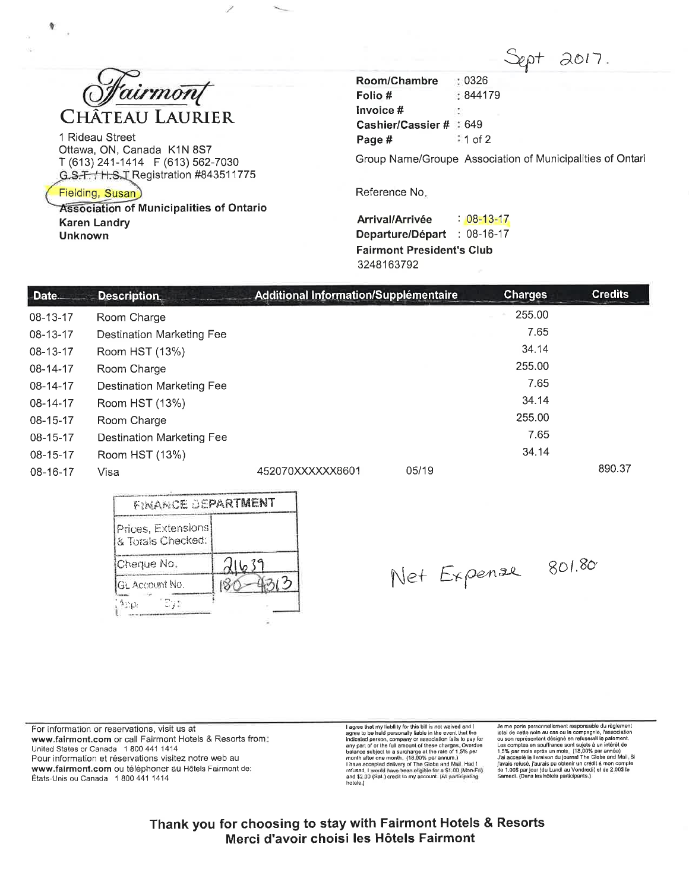Sept 2017.

# Fairmont
## CHÂTEAU LAURIER

1 Rideau Street
Ottawa, ON, Canada K1N 8S7
T (613) 241-1414 F (613) 562-7030
G.S.T. / H.S.T Registration #843511775

Fielding, Susan
Association of Municipalities of Ontario
Karen Landry
Unknown

**Room/Chambre** : 0326
**Folio #** : 844179
**Invoice #** :
**Cashier/Cassier #** : 649
**Page #** : 1 of 2

Group Name/Groupe Association of Municipalities of Ontari

Reference No.

**Arrival/Arrivée** : 08-13-17
**Departure/Départ** : 08-16-17
**Fairmont President's Club**
3248163792

| Date | Description | Additional Information/Supplémentaire | | Charges | Credits |
|---|---|---|---|---|---|
| 08-13-17 | Room Charge | | | 255.00 | |
| 08-13-17 | Destination Marketing Fee | | | 7.65 | |
| 08-13-17 | Room HST (13%) | | | 34.14 | |
| 08-14-17 | Room Charge | | | 255.00 | |
| 08-14-17 | Destination Marketing Fee | | | 7.65 | |
| 08-14-17 | Room HST (13%) | | | 34.14 | |
| 08-15-17 | Room Charge | | | 255.00 | |
| 08-15-17 | Destination Marketing Fee | | | 7.65 | |
| 08-15-17 | Room HST (13%) | | | 34.14 | |
| 08-16-17 | Visa | 452070XXXXXX8601 | 05/19 | | 890.37 |

| FINANCE DEPARTMENT | |
|---|---|
| Prices, Extensions & Totals Checked: | |
| Cheque No. | 21639 |
| GL Account No. | 180-4313 |
| App. By: | |

Net Expense 801.80

For information or reservations, visit us at **www.fairmont.com** or call Fairmont Hotels & Resorts from: United States or Canada 1 800 441 1414
Pour information et réservations visitez notre web au **www.fairmont.com** ou téléphoner au Hôtels Fairmont de: États-Unis ou Canada 1 800 441 1414

I agree that my liability for this bill is not waived and I agree to be held personally liable in the event that the indicated person, company or association fails to pay for any part of or the full amount of these charges. Overdue balance subject to a surcharge at the rate of 1.5% per month after one month. (18.00% per annum.) I have accepted delivery of The Globe and Mail. Had I refused, I would have been eligible for a $1.00 (Mon-Fri) and $2.00 (Sat.) credit to my account. (At participating hotels.)

Je me porte personnellement responsable du règlement total de cette note au cas ou la compagnie, l'association ou son représentant désigné en refuserait le paiement. Les comptes en souffrance sont sujets à un intérêt de 1.5% par mois après un mois. (18,00% par année) J'ai accepté la livraison du journal The Globe and Mail. Si j'avais refusé, j'aurais pu obtenir un crédit à mon compte de 1.00$ par jour (du Lundi au Vendredi) et de 2.00$ le Samedi. (Dans les hôtels participants.)

**Thank you for choosing to stay with Fairmont Hotels & Resorts**
**Merci d'avoir choisi les Hôtels Fairmont**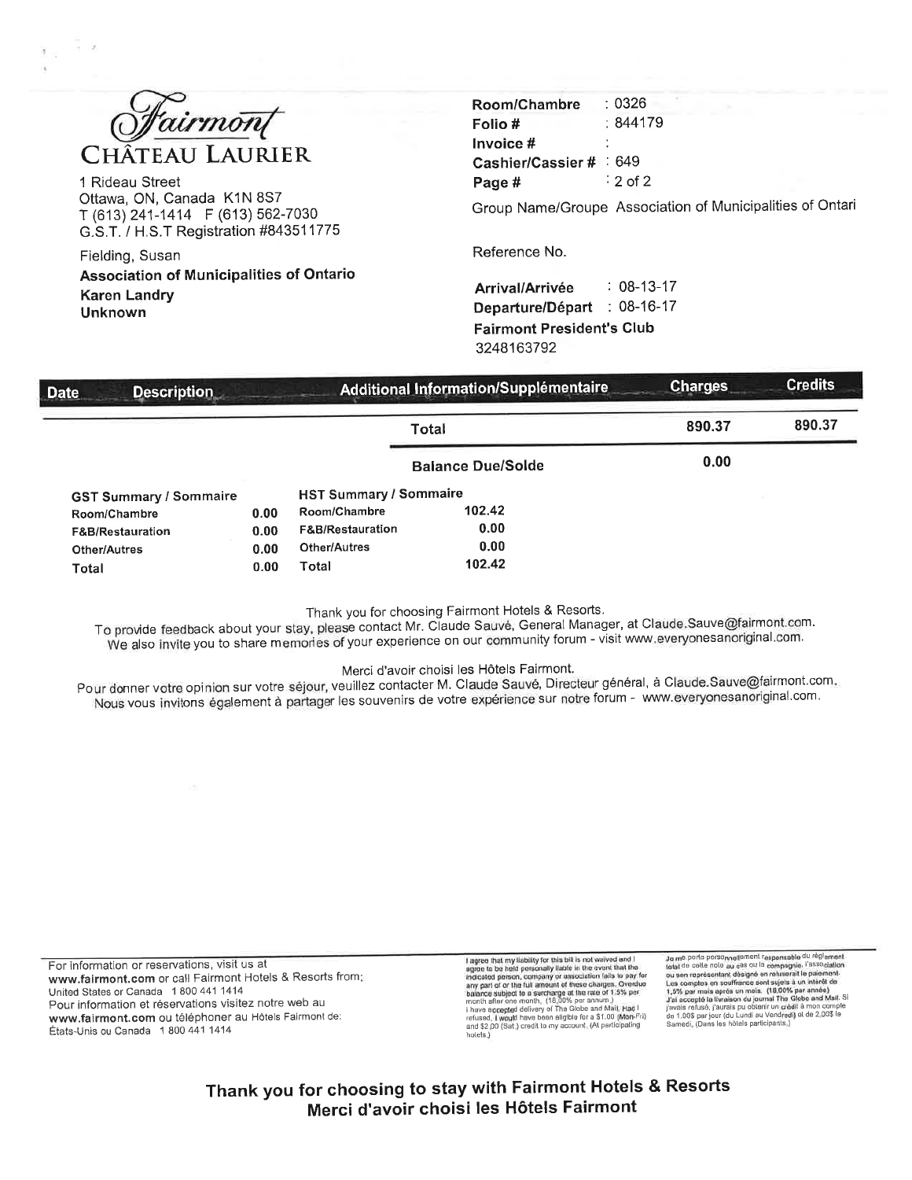# Fairmont CHÂTEAU LAURIER

1 Rideau Street
Ottawa, ON, Canada K1N 8S7
T (613) 241-1414 F (613) 562-7030
G.S.T. / H.S.T Registration #843511775

Fielding, Susan
**Association of Municipalities of Ontario**
**Karen Landry**
**Unknown**

**Room/Chambre** : 0326
**Folio #** : 844179
**Invoice #** :
**Cashier/Cassier #** : 649
**Page #** : 2 of 2

Group Name/Groupe Association of Municipalities of Ontari

Reference No.

**Arrival/Arrivée** : 08-13-17
**Departure/Départ** : 08-16-17
**Fairmont President's Club**
3248163792

| Date | Description | Additional Information/Supplémentaire | Charges | Credits |
|---|---|---|---|---|
| | | **Total** | **890.37** | **890.37** |
| | | **Balance Due/Solde** | **0.00** | |

| GST Summary / Sommaire | | HST Summary / Sommaire | |
|---|---|---|---|
| Room/Chambre | 0.00 | Room/Chambre | 102.42 |
| F&B/Restauration | 0.00 | F&B/Restauration | 0.00 |
| Other/Autres | 0.00 | Other/Autres | 0.00 |
| Total | 0.00 | Total | 102.42 |

Thank you for choosing Fairmont Hotels & Resorts.
To provide feedback about your stay, please contact Mr. Claude Sauvé, General Manager, at Claude.Sauve@fairmont.com.
We also invite you to share memories of your experience on our community forum - visit www.everyonesanoriginal.com.

Merci d'avoir choisi les Hôtels Fairmont.
Pour donner votre opinion sur votre séjour, veuillez contacter M. Claude Sauvé, Directeur général, à Claude.Sauve@fairmont.com.
Nous vous invitons également à partager les souvenirs de votre expérience sur notre forum - www.everyonesanoriginal.com.

For information or reservations, visit us at **www.fairmont.com** or call Fairmont Hotels & Resorts from:
United States or Canada 1 800 441 1414
Pour information et réservations visitez notre web au **www.fairmont.com** ou téléphoner au Hôtels Fairmont de:
États-Unis ou Canada 1 800 441 1414

I agree that my liability for this bill is not waived and I agree to be held personally liable in the event that the indicated person, company or association fails to pay for any part of or the full amount of these charges. Overdue balance subject to a surcharge at the rate of 1.5% per month after one month. (18.00% per annum.)
I have accepted delivery of The Globe and Mail. Had I refused, I would have been eligible for a $1.00 (Mon-Fri) and $2.00 (Sat.) credit to my account. (At participating hotels.)

Je me porte personnellement responsable du règlement total de cette note au cas où la compagnie, l'association ou son représentant désigné en refuserait le paiement. Les comptes en souffrance sont sujets à un intérêt de 1,5% par mois après un mois. (18.00% par année)
J'ai accepté la livraison du journal The Globe and Mail. Si j'avais refusé, j'aurais pu obtenir un crédit à mon compte de 1.00$ par jour (du Lundi au Vendredi) et de 2.00$ le Samedi. (Dans les hôtels participants.)

**Thank you for choosing to stay with Fairmont Hotels & Resorts**
**Merci d'avoir choisi les Hôtels Fairmont**